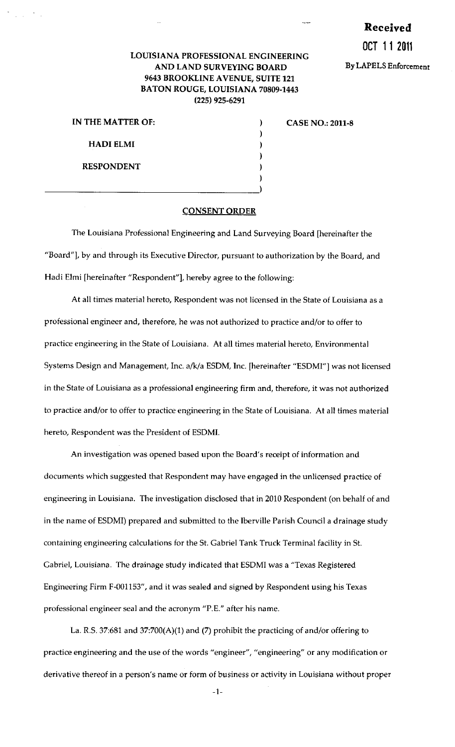**Received**

**OCT 11 2011**

By LAPELS Enforcement

**LOUISIANA PROFESSIONAL ENGINEERING AND LAND SURVEYING BOARD**
**9643 BROOKLINE AVENUE, SUITE 121**
**BATON ROUGE, LOUISIANA 70809-1443**
**(225) 925-6291**

| | | |
|---|---|---|
| **IN THE MATTER OF:** | ) | **CASE NO.: 2011-8** |
| | ) | |
| **HADI ELMI** | ) | |
| | ) | |
| **RESPONDENT** | ) | |
| | ) | |

## CONSENT ORDER

The Louisiana Professional Engineering and Land Surveying Board [hereinafter the "Board"], by and through its Executive Director, pursuant to authorization by the Board, and Hadi Elmi [hereinafter "Respondent"], hereby agree to the following:

At all times material hereto, Respondent was not licensed in the State of Louisiana as a professional engineer and, therefore, he was not authorized to practice and/or to offer to practice engineering in the State of Louisiana. At all times material hereto, Environmental Systems Design and Management, Inc. a/k/a ESDM, Inc. [hereinafter "ESDMI"] was not licensed in the State of Louisiana as a professional engineering firm and, therefore, it was not authorized to practice and/or to offer to practice engineering in the State of Louisiana. At all times material hereto, Respondent was the President of ESDMI.

An investigation was opened based upon the Board's receipt of information and documents which suggested that Respondent may have engaged in the unlicensed practice of engineering in Louisiana. The investigation disclosed that in 2010 Respondent (on behalf of and in the name of ESDMI) prepared and submitted to the Iberville Parish Council a drainage study containing engineering calculations for the St. Gabriel Tank Truck Terminal facility in St. Gabriel, Louisiana. The drainage study indicated that ESDMI was a "Texas Registered Engineering Firm F-001153", and it was sealed and signed by Respondent using his Texas professional engineer seal and the acronym "P.E." after his name.

La. R.S. 37:681 and 37:700(A)(1) and (7) prohibit the practicing of and/or offering to practice engineering and the use of the words "engineer", "engineering" or any modification or derivative thereof in a person's name or form of business or activity in Louisiana without proper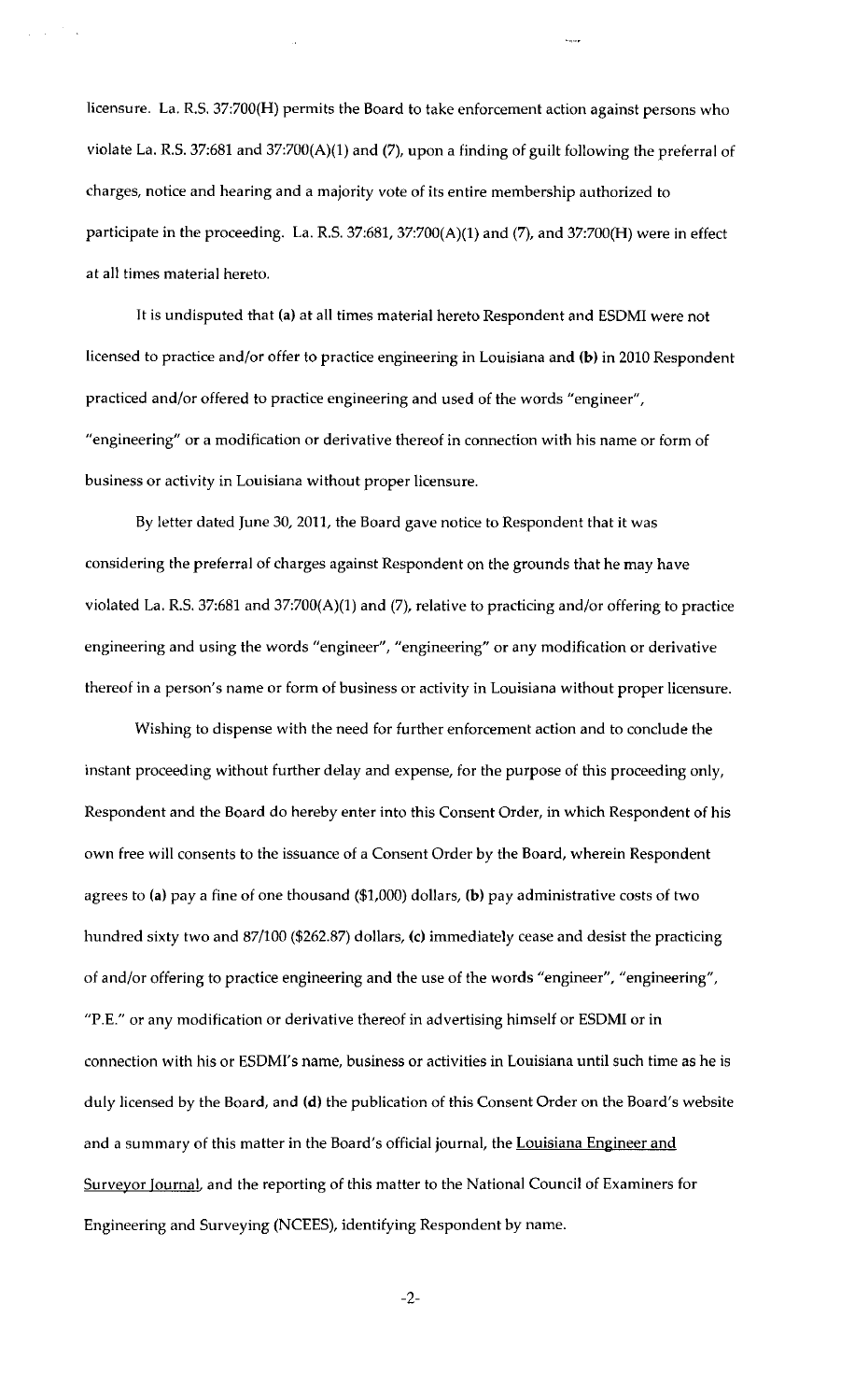licensure. La. R.S. 37:700(H) permits the Board to take enforcement action against persons who violate La. R.S. 37:681 and 37:700(A)(1) and (7), upon a finding of guilt following the preferral of charges, notice and hearing and a majority vote of its entire membership authorized to participate in the proceeding. La. R.S. 37:681, 37:700(A)(1) and (7), and 37:700(H) were in effect at all times material hereto.

It is undisputed that **(a)** at all times material hereto Respondent and ESDMI were not licensed to practice and/or offer to practice engineering in Louisiana and **(b)** in 2010 Respondent practiced and/or offered to practice engineering and used of the words "engineer", "engineering" or a modification or derivative thereof in connection with his name or form of business or activity in Louisiana without proper licensure.

By letter dated June 30, 2011, the Board gave notice to Respondent that it was considering the preferral of charges against Respondent on the grounds that he may have violated La. R.S. 37:681 and 37:700(A)(1) and (7), relative to practicing and/or offering to practice engineering and using the words "engineer", "engineering" or any modification or derivative thereof in a person's name or form of business or activity in Louisiana without proper licensure.

Wishing to dispense with the need for further enforcement action and to conclude the instant proceeding without further delay and expense, for the purpose of this proceeding only, Respondent and the Board do hereby enter into this Consent Order, in which Respondent of his own free will consents to the issuance of a Consent Order by the Board, wherein Respondent agrees to **(a)** pay a fine of one thousand ($1,000) dollars, **(b)** pay administrative costs of two hundred sixty two and 87/100 ($262.87) dollars, **(c)** immediately cease and desist the practicing of and/or offering to practice engineering and the use of the words "engineer", "engineering", "P.E." or any modification or derivative thereof in advertising himself or ESDMI or in connection with his or ESDMI's name, business or activities in Louisiana until such time as he is duly licensed by the Board, and **(d)** the publication of this Consent Order on the Board's website and a summary of this matter in the Board's official journal, the Louisiana Engineer and Surveyor Journal, and the reporting of this matter to the National Council of Examiners for Engineering and Surveying (NCEES), identifying Respondent by name.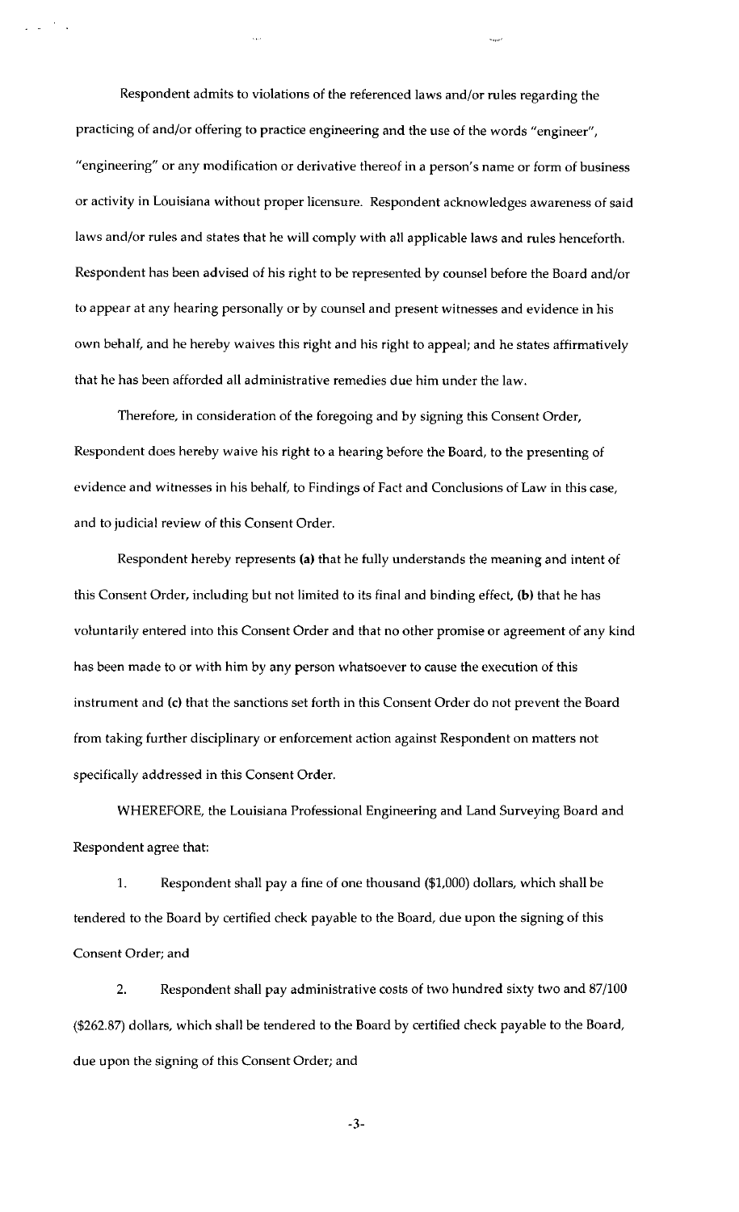Respondent admits to violations of the referenced laws and/or rules regarding the practicing of and/or offering to practice engineering and the use of the words "engineer", "engineering" or any modification or derivative thereof in a person's name or form of business or activity in Louisiana without proper licensure. Respondent acknowledges awareness of said laws and/or rules and states that he will comply with all applicable laws and rules henceforth. Respondent has been advised of his right to be represented by counsel before the Board and/or to appear at any hearing personally or by counsel and present witnesses and evidence in his own behalf, and he hereby waives this right and his right to appeal; and he states affirmatively that he has been afforded all administrative remedies due him under the law.

Therefore, in consideration of the foregoing and by signing this Consent Order, Respondent does hereby waive his right to a hearing before the Board, to the presenting of evidence and witnesses in his behalf, to Findings of Fact and Conclusions of Law in this case, and to judicial review of this Consent Order.

Respondent hereby represents **(a)** that he fully understands the meaning and intent of this Consent Order, including but not limited to its final and binding effect, **(b)** that he has voluntarily entered into this Consent Order and that no other promise or agreement of any kind has been made to or with him by any person whatsoever to cause the execution of this instrument and **(c)** that the sanctions set forth in this Consent Order do not prevent the Board from taking further disciplinary or enforcement action against Respondent on matters not specifically addressed in this Consent Order.

WHEREFORE, the Louisiana Professional Engineering and Land Surveying Board and Respondent agree that:

1. Respondent shall pay a fine of one thousand ($1,000) dollars, which shall be tendered to the Board by certified check payable to the Board, due upon the signing of this Consent Order; and

2. Respondent shall pay administrative costs of two hundred sixty two and 87/100 ($262.87) dollars, which shall be tendered to the Board by certified check payable to the Board, due upon the signing of this Consent Order; and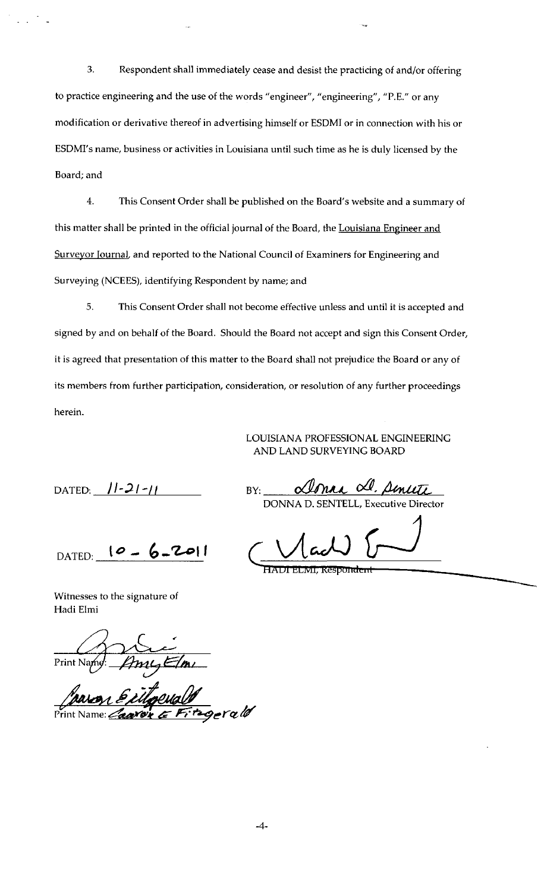3. Respondent shall immediately cease and desist the practicing of and/or offering to practice engineering and the use of the words "engineer", "engineering", "P.E." or any modification or derivative thereof in advertising himself or ESDMI or in connection with his or ESDMI's name, business or activities in Louisiana until such time as he is duly licensed by the Board; and

4. This Consent Order shall be published on the Board's website and a summary of this matter shall be printed in the official journal of the Board, the Louisiana Engineer and Surveyor Journal, and reported to the National Council of Examiners for Engineering and Surveying (NCEES), identifying Respondent by name; and

5. This Consent Order shall not become effective unless and until it is accepted and signed by and on behalf of the Board. Should the Board not accept and sign this Consent Order, it is agreed that presentation of this matter to the Board shall not prejudice the Board or any of its members from further participation, consideration, or resolution of any further proceedings herein.

LOUISIANA PROFESSIONAL ENGINEERING AND LAND SURVEYING BOARD

DATED: 11-21-11

BY: Donna D. Sentell
DONNA D. SENTELL, Executive Director

DATED: 10-6-2011

Hadi Elmi
HADI ELMI, Respondent

Witnesses to the signature of Hadi Elmi

Print Name: Amy Elmi

Print Name: Caaron E Fitzgerald